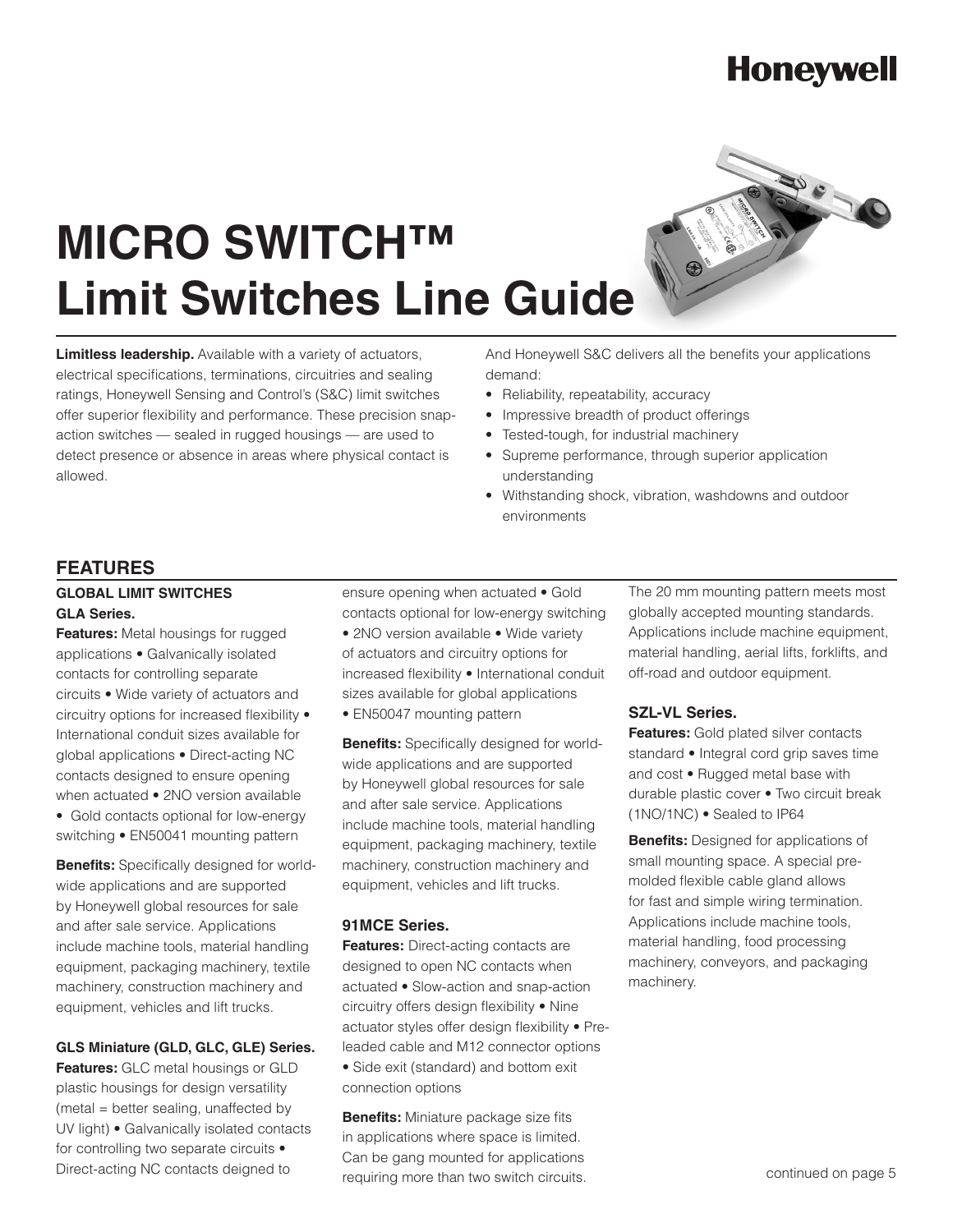Honeywell

# MICRO SWITCH™ Limit Switches Line Guide

**Limitless leadership.** Available with a variety of actuators, electrical specifications, terminations, circuitries and sealing ratings, Honeywell Sensing and Control's (S&C) limit switches offer superior flexibility and performance. These precision snap-action switches — sealed in rugged housings — are used to detect presence or absence in areas where physical contact is allowed.

And Honeywell S&C delivers all the benefits your applications demand:

- Reliability, repeatability, accuracy
- Impressive breadth of product offerings
- Tested-tough, for industrial machinery
- Supreme performance, through superior application understanding
- Withstanding shock, vibration, washdowns and outdoor environments

## FEATURES

### GLOBAL LIMIT SWITCHES

#### GLA Series.

**Features:** Metal housings for rugged applications • Galvanically isolated contacts for controlling separate circuits • Wide variety of actuators and circuitry options for increased flexibility • International conduit sizes available for global applications • Direct-acting NC contacts designed to ensure opening when actuated • 2NO version available • Gold contacts optional for low-energy switching • EN50041 mounting pattern

**Benefits:** Specifically designed for world-wide applications and are supported by Honeywell global resources for sale and after sale service. Applications include machine tools, material handling equipment, packaging machinery, textile machinery, construction machinery and equipment, vehicles and lift trucks.

#### GLS Miniature (GLD, GLC, GLE) Series.

**Features:** GLC metal housings or GLD plastic housings for design versatility (metal = better sealing, unaffected by UV light) • Galvanically isolated contacts for controlling two separate circuits • Direct-acting NC contacts deigned to ensure opening when actuated • Gold contacts optional for low-energy switching • 2NO version available • Wide variety of actuators and circuitry options for increased flexibility • International conduit sizes available for global applications • EN50047 mounting pattern

**Benefits:** Specifically designed for world-wide applications and are supported by Honeywell global resources for sale and after sale service. Applications include machine tools, material handling equipment, packaging machinery, textile machinery, construction machinery and equipment, vehicles and lift trucks.

#### 91MCE Series.

**Features:** Direct-acting contacts are designed to open NC contacts when actuated • Slow-action and snap-action circuitry offers design flexibility • Nine actuator styles offer design flexibility • Pre-leaded cable and M12 connector options • Side exit (standard) and bottom exit connection options

**Benefits:** Miniature package size fits in applications where space is limited. Can be gang mounted for applications requiring more than two switch circuits. The 20 mm mounting pattern meets most globally accepted mounting standards. Applications include machine equipment, material handling, aerial lifts, forklifts, and off-road and outdoor equipment.

#### SZL-VL Series.

**Features:** Gold plated silver contacts standard • Integral cord grip saves time and cost • Rugged metal base with durable plastic cover • Two circuit break (1NO/1NC) • Sealed to IP64

**Benefits:** Designed for applications of small mounting space. A special pre-molded flexible cable gland allows for fast and simple wiring termination. Applications include machine tools, material handling, food processing machinery, conveyors, and packaging machinery.

continued on page 5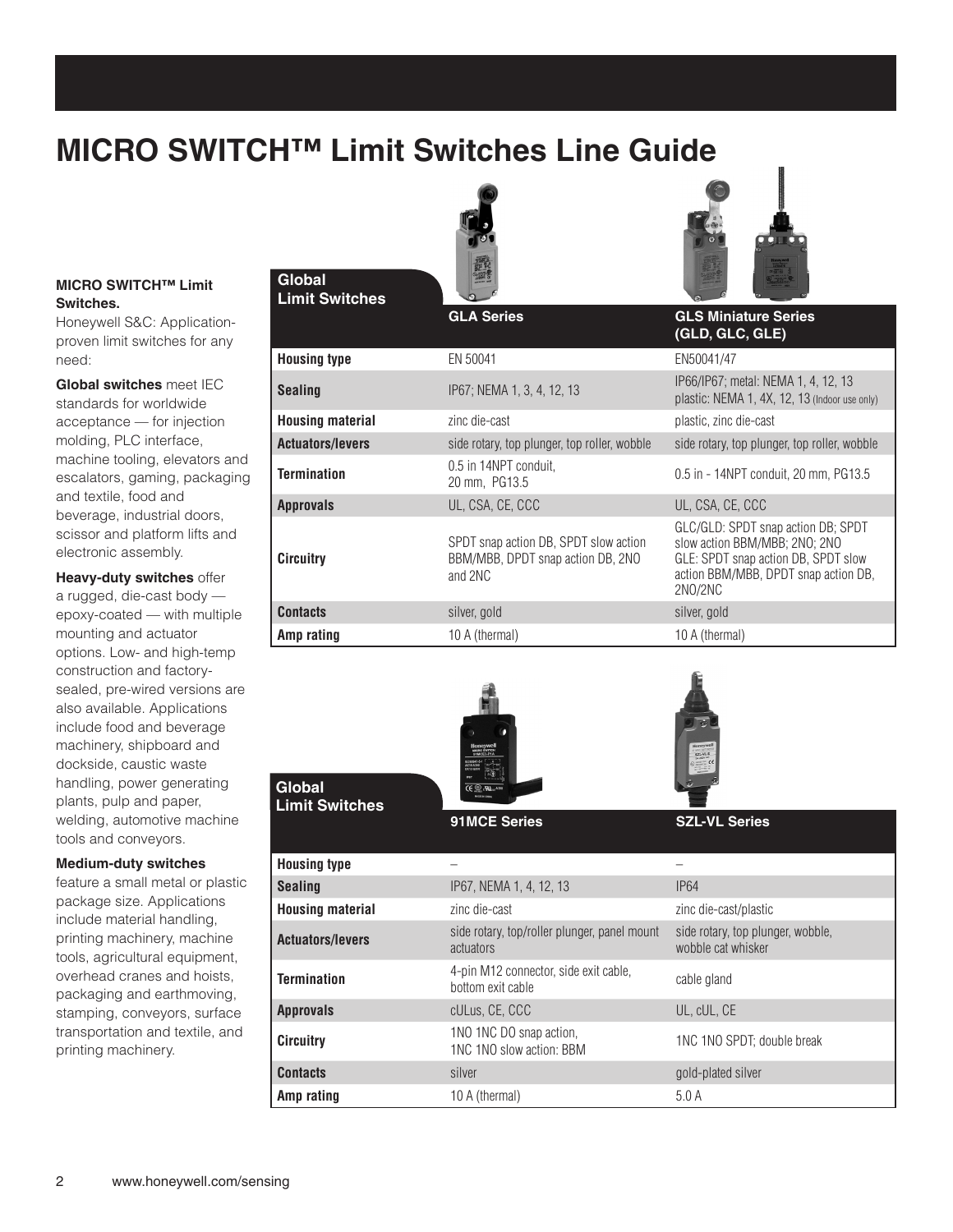# MICRO SWITCH™ Limit Switches Line Guide

**MICRO SWITCH™ Limit Switches.**
Honeywell S&C: Application-proven limit switches for any need:

**Global switches** meet IEC standards for worldwide acceptance — for injection molding, PLC interface, machine tooling, elevators and escalators, gaming, packaging and textile, food and beverage, industrial doors, scissor and platform lifts and electronic assembly.

**Heavy-duty switches** offer a rugged, die-cast body — epoxy-coated — with multiple mounting and actuator options. Low- and high-temp construction and factory-sealed, pre-wired versions are also available. Applications include food and beverage machinery, shipboard and dockside, caustic waste handling, power generating plants, pulp and paper, welding, automotive machine tools and conveyors.

**Medium-duty switches** feature a small metal or plastic package size. Applications include material handling, printing machinery, machine tools, agricultural equipment, overhead cranes and hoists, packaging and earthmoving, stamping, conveyors, surface transportation and textile, and printing machinery.

| Global Limit Switches | GLA Series | GLS Miniature Series (GLD, GLC, GLE) |
|---|---|---|
| **Housing type** | EN 50041 | EN50041/47 |
| **Sealing** | IP67; NEMA 1, 3, 4, 12, 13 | IP66/IP67; metal: NEMA 1, 4, 12, 13 plastic: NEMA 1, 4X, 12, 13 (Indoor use only) |
| **Housing material** | zinc die-cast | plastic, zinc die-cast |
| **Actuators/levers** | side rotary, top plunger, top roller, wobble | side rotary, top plunger, top roller, wobble |
| **Termination** | 0.5 in 14NPT conduit, 20 mm, PG13.5 | 0.5 in - 14NPT conduit, 20 mm, PG13.5 |
| **Approvals** | UL, CSA, CE, CCC | UL, CSA, CE, CCC |
| **Circuitry** | SPDT snap action DB, SPDT slow action BBM/MBB, DPDT snap action DB, 2NO and 2NC | GLC/GLD: SPDT snap action DB; SPDT slow action BBM/MBB; 2NO; 2NO GLE: SPDT snap action DB, SPDT slow action BBM/MBB, DPDT snap action DB, 2NO/2NC |
| **Contacts** | silver, gold | silver, gold |
| **Amp rating** | 10 A (thermal) | 10 A (thermal) |

| Global Limit Switches | 91MCE Series | SZL-VL Series |
|---|---|---|
| **Housing type** | – | – |
| **Sealing** | IP67, NEMA 1, 4, 12, 13 | IP64 |
| **Housing material** | zinc die-cast | zinc die-cast/plastic |
| **Actuators/levers** | side rotary, top/roller plunger, panel mount actuators | side rotary, top plunger, wobble, wobble cat whisker |
| **Termination** | 4-pin M12 connector, side exit cable, bottom exit cable | cable gland |
| **Approvals** | cULus, CE, CCC | UL, cUL, CE |
| **Circuitry** | 1NO 1NC DO snap action, 1NC 1NO slow action: BBM | 1NC 1NO SPDT; double break |
| **Contacts** | silver | gold-plated silver |
| **Amp rating** | 10 A (thermal) | 5.0 A |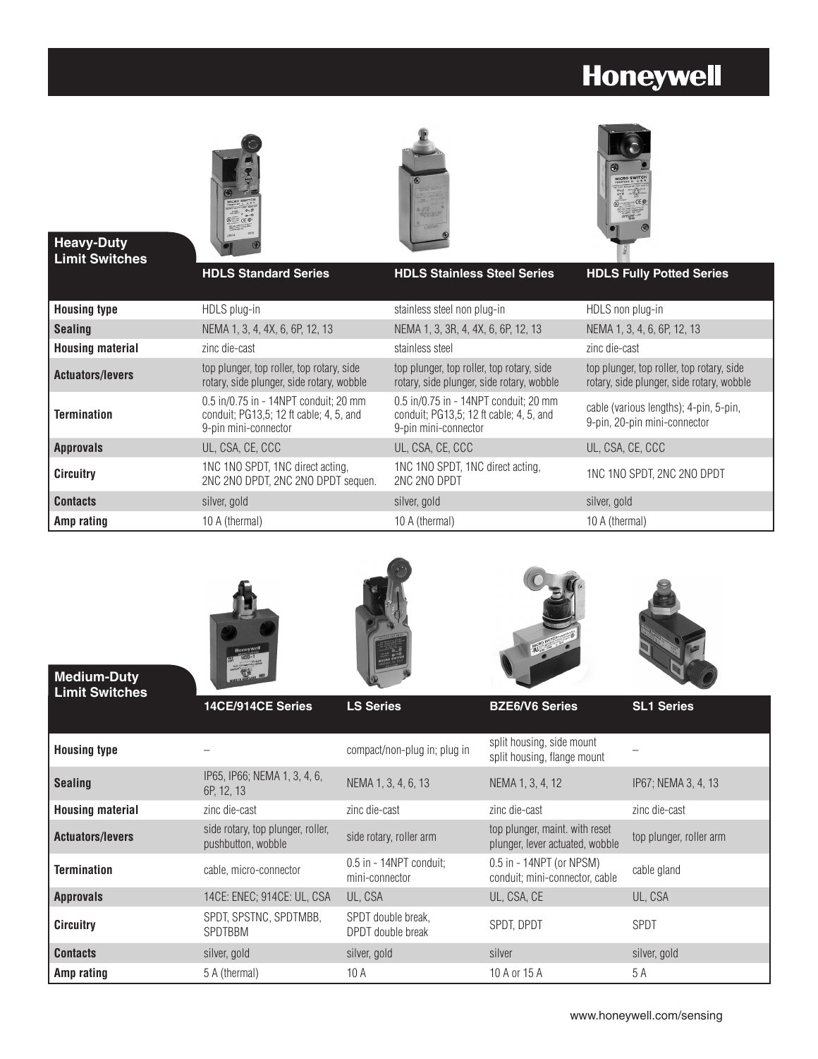# Honeywell

## Heavy-Duty Limit Switches

| | HDLS Standard Series | HDLS Stainless Steel Series | HDLS Fully Potted Series |
|---|---|---|---|
| **Housing type** | HDLS plug-in | stainless steel non plug-in | HDLS non plug-in |
| **Sealing** | NEMA 1, 3, 4, 4X, 6, 6P, 12, 13 | NEMA 1, 3, 3R, 4, 4X, 6, 6P, 12, 13 | NEMA 1, 3, 4, 6, 6P, 12, 13 |
| **Housing material** | zinc die-cast | stainless steel | zinc die-cast |
| **Actuators/levers** | top plunger, top roller, top rotary, side rotary, side plunger, side rotary, wobble | top plunger, top roller, top rotary, side rotary, side plunger, side rotary, wobble | top plunger, top roller, top rotary, side rotary, side plunger, side rotary, wobble |
| **Termination** | 0.5 in/0.75 in - 14NPT conduit; 20 mm conduit; PG13,5; 12 ft cable; 4, 5, and 9-pin mini-connector | 0.5 in/0.75 in - 14NPT conduit; 20 mm conduit; PG13,5; 12 ft cable; 4, 5, and 9-pin mini-connector | cable (various lengths); 4-pin, 5-pin, 9-pin, 20-pin mini-connector |
| **Approvals** | UL, CSA, CE, CCC | UL, CSA, CE, CCC | UL, CSA, CE, CCC |
| **Circuitry** | 1NC 1NO SPDT, 1NC direct acting, 2NC 2NO DPDT, 2NC 2NO DPDT sequen. | 1NC 1NO SPDT, 1NC direct acting, 2NC 2NO DPDT | 1NC 1NO SPDT, 2NC 2NO DPDT |
| **Contacts** | silver, gold | silver, gold | silver, gold |
| **Amp rating** | 10 A (thermal) | 10 A (thermal) | 10 A (thermal) |

## Medium-Duty Limit Switches

| | 14CE/914CE Series | LS Series | BZE6/V6 Series | SL1 Series |
|---|---|---|---|---|
| **Housing type** | – | compact/non-plug in; plug in | split housing, side mount split housing, flange mount | – |
| **Sealing** | IP65, IP66; NEMA 1, 3, 4, 6, 6P, 12, 13 | NEMA 1, 3, 4, 6, 13 | NEMA 1, 3, 4, 12 | IP67; NEMA 3, 4, 13 |
| **Housing material** | zinc die-cast | zinc die-cast | zinc die-cast | zinc die-cast |
| **Actuators/levers** | side rotary, top plunger, roller, pushbutton, wobble | side rotary, roller arm | top plunger, maint. with reset plunger, lever actuated, wobble | top plunger, roller arm |
| **Termination** | cable, micro-connector | 0.5 in - 14NPT conduit; mini-connector | 0.5 in - 14NPT (or NPSM) conduit; mini-connector, cable | cable gland |
| **Approvals** | 14CE: ENEC; 914CE: UL, CSA | UL, CSA | UL, CSA, CE | UL, CSA |
| **Circuitry** | SPDT, SPSTNC, SPDTMBB, SPDTBBM | SPDT double break, DPDT double break | SPDT, DPDT | SPDT |
| **Contacts** | silver, gold | silver, gold | silver | silver, gold |
| **Amp rating** | 5 A (thermal) | 10 A | 10 A or 15 A | 5 A |

www.honeywell.com/sensing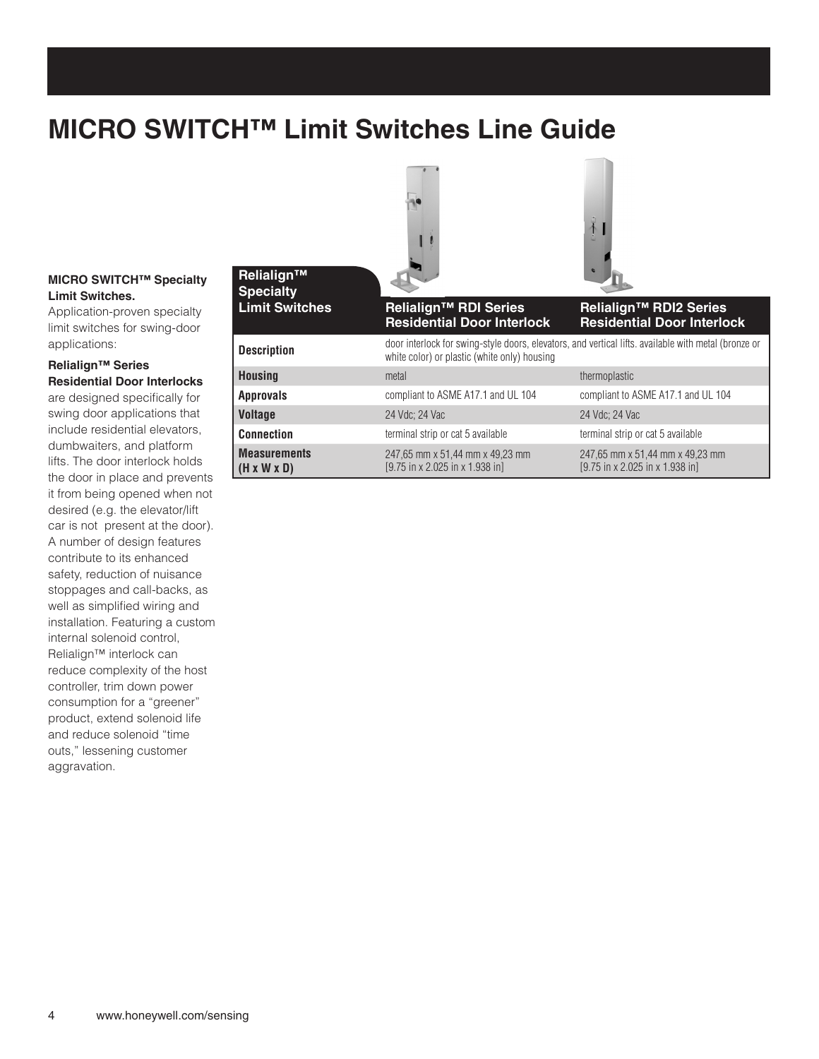# MICRO SWITCH™ Limit Switches Line Guide

**MICRO SWITCH™ Specialty Limit Switches.**

Application-proven specialty limit switches for swing-door applications:

**Relialign™ Series Residential Door Interlocks** are designed specifically for swing door applications that include residential elevators, dumbwaiters, and platform lifts. The door interlock holds the door in place and prevents it from being opened when not desired (e.g. the elevator/lift car is not present at the door). A number of design features contribute to its enhanced safety, reduction of nuisance stoppages and call-backs, as well as simplified wiring and installation. Featuring a custom internal solenoid control, Relialign™ interlock can reduce complexity of the host controller, trim down power consumption for a "greener" product, extend solenoid life and reduce solenoid "time outs," lessening customer aggravation.

| Relialign™ Specialty Limit Switches | Relialign™ RDI Series Residential Door Interlock | Relialign™ RDI2 Series Residential Door Interlock |
|---|---|---|
| **Description** | door interlock for swing-style doors, elevators, and vertical lifts. available with metal (bronze or white color) or plastic (white only) housing | |
| **Housing** | metal | thermoplastic |
| **Approvals** | compliant to ASME A17.1 and UL 104 | compliant to ASME A17.1 and UL 104 |
| **Voltage** | 24 Vdc; 24 Vac | 24 Vdc; 24 Vac |
| **Connection** | terminal strip or cat 5 available | terminal strip or cat 5 available |
| **Measurements (H x W x D)** | 247,65 mm x 51,44 mm x 49,23 mm [9.75 in x 2.025 in x 1.938 in] | 247,65 mm x 51,44 mm x 49,23 mm [9.75 in x 2.025 in x 1.938 in] |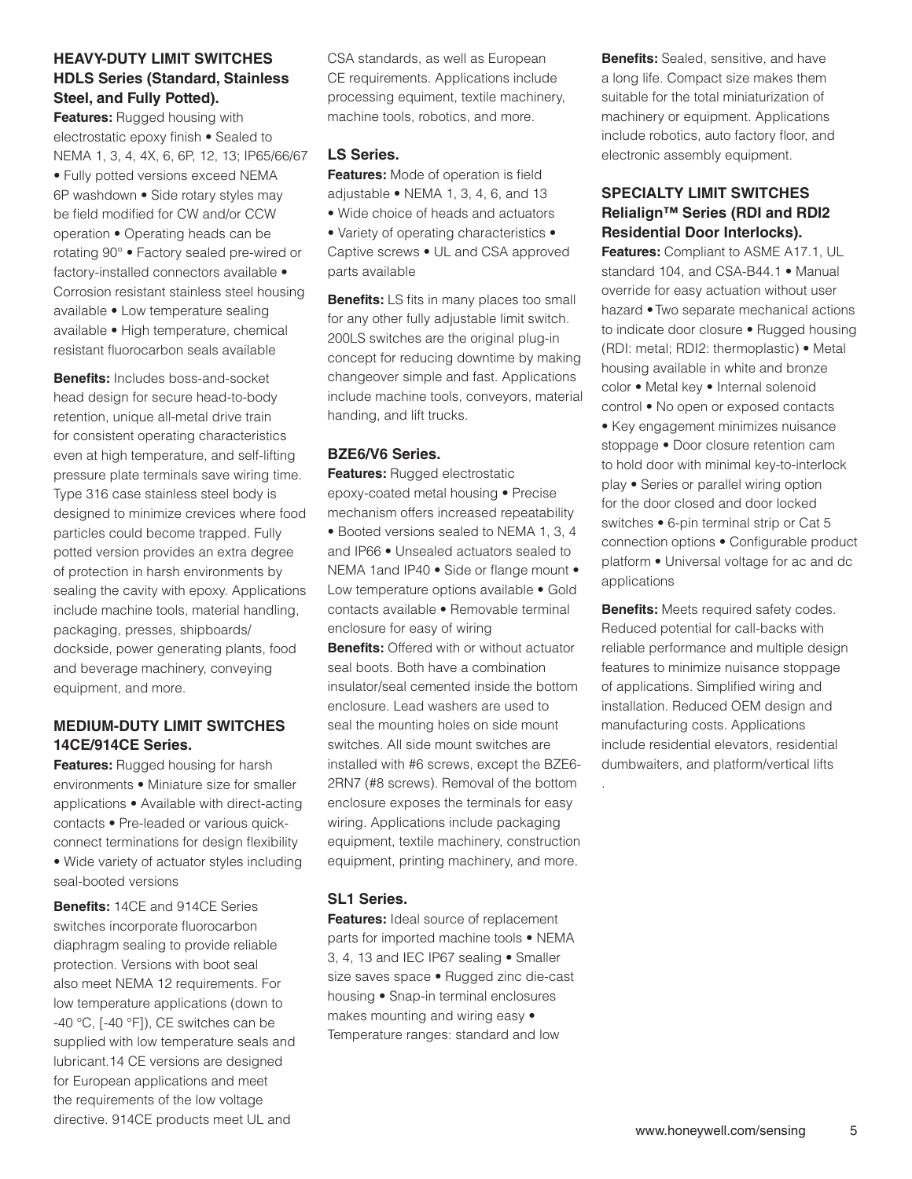### HEAVY-DUTY LIMIT SWITCHES HDLS Series (Standard, Stainless Steel, and Fully Potted).

**Features:** Rugged housing with electrostatic epoxy finish • Sealed to NEMA 1, 3, 4, 4X, 6, 6P, 12, 13; IP65/66/67 • Fully potted versions exceed NEMA 6P washdown • Side rotary styles may be field modified for CW and/or CCW operation • Operating heads can be rotating 90° • Factory sealed pre-wired or factory-installed connectors available • Corrosion resistant stainless steel housing available • Low temperature sealing available • High temperature, chemical resistant fluorocarbon seals available

**Benefits:** Includes boss-and-socket head design for secure head-to-body retention, unique all-metal drive train for consistent operating characteristics even at high temperature, and self-lifting pressure plate terminals save wiring time. Type 316 case stainless steel body is designed to minimize crevices where food particles could become trapped. Fully potted version provides an extra degree of protection in harsh environments by sealing the cavity with epoxy. Applications include machine tools, material handling, packaging, presses, shipboards/ dockside, power generating plants, food and beverage machinery, conveying equipment, and more.

### MEDIUM-DUTY LIMIT SWITCHES 14CE/914CE Series.

**Features:** Rugged housing for harsh environments • Miniature size for smaller applications • Available with direct-acting contacts • Pre-leaded or various quick-connect terminations for design flexibility • Wide variety of actuator styles including seal-booted versions

**Benefits:** 14CE and 914CE Series switches incorporate fluorocarbon diaphragm sealing to provide reliable protection. Versions with boot seal also meet NEMA 12 requirements. For low temperature applications (down to -40 °C, [-40 °F]), CE switches can be supplied with low temperature seals and lubricant.14 CE versions are designed for European applications and meet the requirements of the low voltage directive. 914CE products meet UL and CSA standards, as well as European CE requirements. Applications include processing equiment, textile machinery, machine tools, robotics, and more.

### LS Series.

**Features:** Mode of operation is field adjustable • NEMA 1, 3, 4, 6, and 13 • Wide choice of heads and actuators • Variety of operating characteristics • Captive screws • UL and CSA approved parts available

**Benefits:** LS fits in many places too small for any other fully adjustable limit switch. 200LS switches are the original plug-in concept for reducing downtime by making changeover simple and fast. Applications include machine tools, conveyors, material handing, and lift trucks.

### BZE6/V6 Series.

**Features:** Rugged electrostatic epoxy-coated metal housing • Precise mechanism offers increased repeatability • Booted versions sealed to NEMA 1, 3, 4 and IP66 • Unsealed actuators sealed to NEMA 1and IP40 • Side or flange mount • Low temperature options available • Gold contacts available • Removable terminal enclosure for easy of wiring

**Benefits:** Offered with or without actuator seal boots. Both have a combination insulator/seal cemented inside the bottom enclosure. Lead washers are used to seal the mounting holes on side mount switches. All side mount switches are installed with #6 screws, except the BZE6-2RN7 (#8 screws). Removal of the bottom enclosure exposes the terminals for easy wiring. Applications include packaging equipment, textile machinery, construction equipment, printing machinery, and more.

### SL1 Series.

**Features:** Ideal source of replacement parts for imported machine tools • NEMA 3, 4, 13 and IEC IP67 sealing • Smaller size saves space • Rugged zinc die-cast housing • Snap-in terminal enclosures makes mounting and wiring easy • Temperature ranges: standard and low

**Benefits:** Sealed, sensitive, and have a long life. Compact size makes them suitable for the total miniaturization of machinery or equipment. Applications include robotics, auto factory floor, and electronic assembly equipment.

### SPECIALTY LIMIT SWITCHES Relialign™ Series (RDI and RDI2 Residential Door Interlocks).

**Features:** Compliant to ASME A17.1, UL standard 104, and CSA-B44.1 • Manual override for easy actuation without user hazard • Two separate mechanical actions to indicate door closure • Rugged housing (RDI: metal; RDI2: thermoplastic) • Metal housing available in white and bronze color • Metal key • Internal solenoid control • No open or exposed contacts • Key engagement minimizes nuisance stoppage • Door closure retention cam to hold door with minimal key-to-interlock play • Series or parallel wiring option for the door closed and door locked switches • 6-pin terminal strip or Cat 5 connection options • Configurable product platform • Universal voltage for ac and dc applications

**Benefits:** Meets required safety codes. Reduced potential for call-backs with reliable performance and multiple design features to minimize nuisance stoppage of applications. Simplified wiring and installation. Reduced OEM design and manufacturing costs. Applications include residential elevators, residential dumbwaiters, and platform/vertical lifts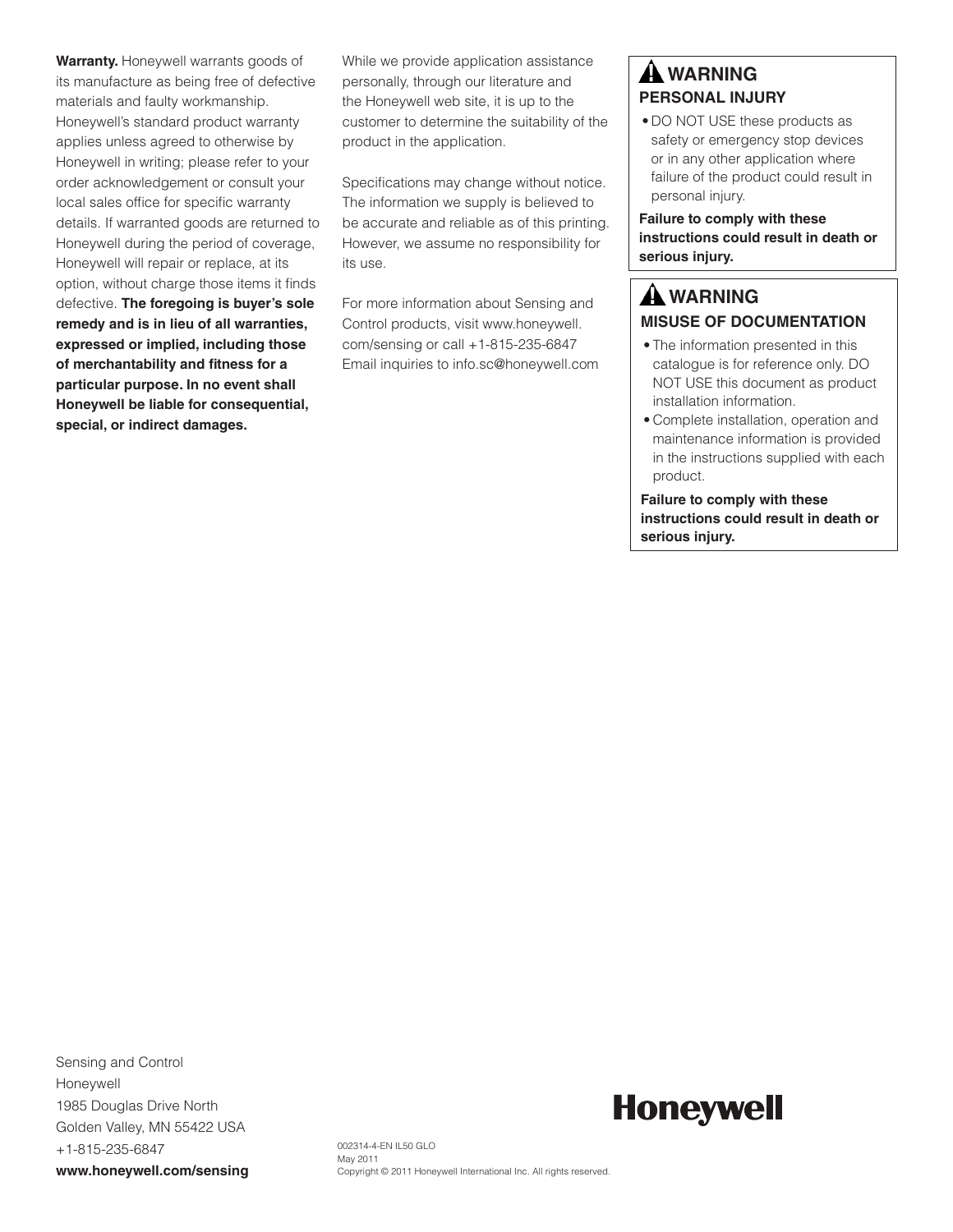**Warranty.** Honeywell warrants goods of its manufacture as being free of defective materials and faulty workmanship. Honeywell's standard product warranty applies unless agreed to otherwise by Honeywell in writing; please refer to your order acknowledgement or consult your local sales office for specific warranty details. If warranted goods are returned to Honeywell during the period of coverage, Honeywell will repair or replace, at its option, without charge those items it finds defective. **The foregoing is buyer's sole remedy and is in lieu of all warranties, expressed or implied, including those of merchantability and fitness for a particular purpose. In no event shall Honeywell be liable for consequential, special, or indirect damages.**

While we provide application assistance personally, through our literature and the Honeywell web site, it is up to the customer to determine the suitability of the product in the application.

Specifications may change without notice. The information we supply is believed to be accurate and reliable as of this printing. However, we assume no responsibility for its use.

For more information about Sensing and Control products, visit www.honeywell.com/sensing or call +1-815-235-6847 Email inquiries to info.sc@honeywell.com

## ⚠ WARNING
### PERSONAL INJURY

- DO NOT USE these products as safety or emergency stop devices or in any other application where failure of the product could result in personal injury.

**Failure to comply with these instructions could result in death or serious injury.**

## ⚠ WARNING
### MISUSE OF DOCUMENTATION

- The information presented in this catalogue is for reference only. DO NOT USE this document as product installation information.
- Complete installation, operation and maintenance information is provided in the instructions supplied with each product.

**Failure to comply with these instructions could result in death or serious injury.**

Sensing and Control
Honeywell
1985 Douglas Drive North
Golden Valley, MN 55422 USA
+1-815-235-6847
**www.honeywell.com/sensing**

002314-4-EN IL50 GLO
May 2011
Copyright © 2011 Honeywell International Inc. All rights reserved.

**Honeywell**